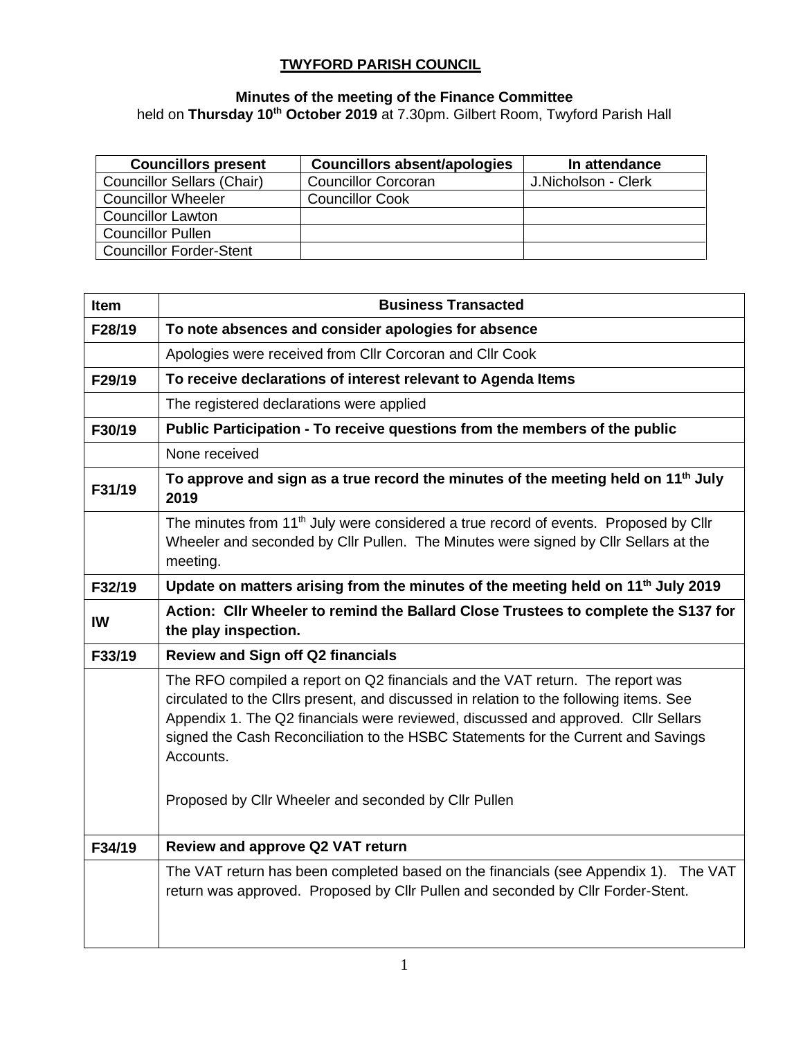**TWYFORD PARISH COUNCIL**

**Minutes of the meeting of the Finance Committee**
held on **Thursday 10th October 2019** at 7.30pm. Gilbert Room, Twyford Parish Hall

| Councillors present | Councillors absent/apologies | In attendance |
|---|---|---|
| Councillor Sellars (Chair) | Councillor Corcoran | J.Nicholson - Clerk |
| Councillor Wheeler | Councillor Cook | |
| Councillor Lawton | | |
| Councillor Pullen | | |
| Councillor Forder-Stent | | |

| Item | Business Transacted |
|---|---|
| **F28/19** | **To note absences and consider apologies for absence** |
| | Apologies were received from Cllr Corcoran and Cllr Cook |
| **F29/19** | **To receive declarations of interest relevant to Agenda Items** |
| | The registered declarations were applied |
| **F30/19** | **Public Participation - To receive questions from the members of the public** |
| | None received |
| **F31/19** | **To approve and sign as a true record the minutes of the meeting held on 11th July 2019** |
| | The minutes from 11th July were considered a true record of events. Proposed by Cllr Wheeler and seconded by Cllr Pullen. The Minutes were signed by Cllr Sellars at the meeting. |
| **F32/19** | **Update on matters arising from the minutes of the meeting held on 11th July 2019** |
| **IW** | **Action: Cllr Wheeler to remind the Ballard Close Trustees to complete the S137 for the play inspection.** |
| **F33/19** | **Review and Sign off Q2 financials** |
| | The RFO compiled a report on Q2 financials and the VAT return. The report was circulated to the Cllrs present, and discussed in relation to the following items. See Appendix 1. The Q2 financials were reviewed, discussed and approved. Cllr Sellars signed the Cash Reconciliation to the HSBC Statements for the Current and Savings Accounts.<br><br>Proposed by Cllr Wheeler and seconded by Cllr Pullen |
| **F34/19** | **Review and approve Q2 VAT return** |
| | The VAT return has been completed based on the financials (see Appendix 1). The VAT return was approved. Proposed by Cllr Pullen and seconded by Cllr Forder-Stent. |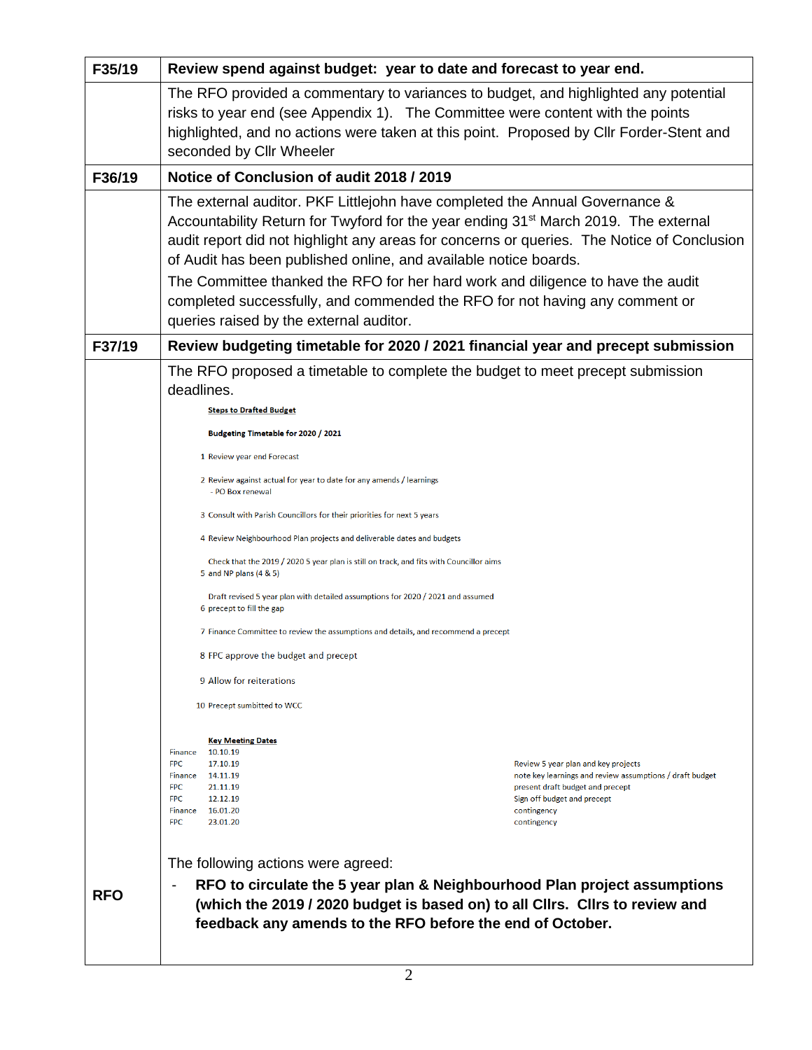| F35/19 | **Review spend against budget: year to date and forecast to year end.** |
|---|---|
| | The RFO provided a commentary to variances to budget, and highlighted any potential risks to year end (see Appendix 1). The Committee were content with the points highlighted, and no actions were taken at this point. Proposed by Cllr Forder-Stent and seconded by Cllr Wheeler |
| **F36/19** | **Notice of Conclusion of audit 2018 / 2019** |
| | The external auditor. PKF Littlejohn have completed the Annual Governance & Accountability Return for Twyford for the year ending 31st March 2019. The external audit report did not highlight any areas for concerns or queries. The Notice of Conclusion of Audit has been published online, and available notice boards.<br>The Committee thanked the RFO for her hard work and diligence to have the audit completed successfully, and commended the RFO for not having any comment or queries raised by the external auditor. |
| **F37/19** | **Review budgeting timetable for 2020 / 2021 financial year and precept submission** |
| | The RFO proposed a timetable to complete the budget to meet precept submission deadlines. |

**Steps to Drafted Budget**

**Budgeting Timetable for 2020 / 2021**

1. Review year end Forecast
2. Review against actual for year to date for any amends / learnings
   - PO Box renewal
3. Consult with Parish Councillors for their priorities for next 5 years
4. Review Neighbourhood Plan projects and deliverable dates and budgets
5. Check that the 2019 / 2020 5 year plan is still on track, and fits with Councillor aims and NP plans (4 & 5)
6. Draft revised 5 year plan with detailed assumptions for 2020 / 2021 and assumed precept to fill the gap
7. Finance Committee to review the assumptions and details, and recommend a precept
8. FPC approve the budget and precept
9. Allow for reiterations
10. Precept sumbitted to WCC

**Key Meeting Dates**

| | | |
|---|---|---|
| Finance | 10.10.19 | |
| FPC | 17.10.19 | Review 5 year plan and key projects |
| Finance | 14.11.19 | note key learnings and review assumptions / draft budget |
| FPC | 21.11.19 | present draft budget and precept |
| FPC | 12.12.19 | Sign off budget and precept |
| Finance | 16.01.20 | contingency |
| FPC | 23.01.20 | contingency |

The following actions were agreed:

| | |
|---|---|
| **RFO** | - **RFO to circulate the 5 year plan & Neighbourhood Plan project assumptions (which the 2019 / 2020 budget is based on) to all Cllrs. Cllrs to review and feedback any amends to the RFO before the end of October.** |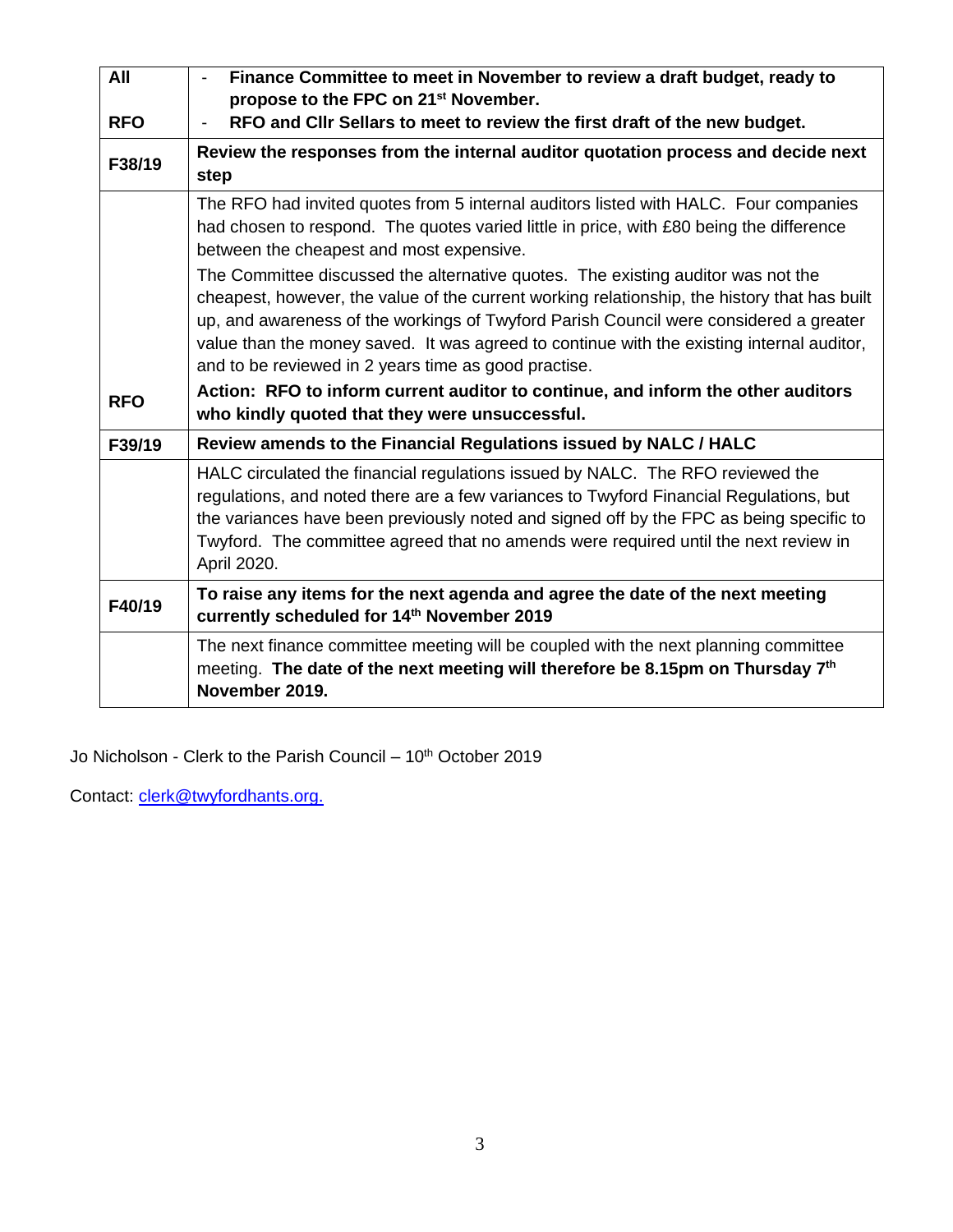| | |
|---|---|
| All<br><br>RFO | - **Finance Committee to meet in November to review a draft budget, ready to propose to the FPC on 21st November.**<br>- **RFO and Cllr Sellars to meet to review the first draft of the new budget.** |
| **F38/19** | **Review the responses from the internal auditor quotation process and decide next step** |
| <br><br><br><br><br><br><br>**RFO** | The RFO had invited quotes from 5 internal auditors listed with HALC. Four companies had chosen to respond. The quotes varied little in price, with £80 being the difference between the cheapest and most expensive.<br>The Committee discussed the alternative quotes. The existing auditor was not the cheapest, however, the value of the current working relationship, the history that has built up, and awareness of the workings of Twyford Parish Council were considered a greater value than the money saved. It was agreed to continue with the existing internal auditor, and to be reviewed in 2 years time as good practise.<br>**Action: RFO to inform current auditor to continue, and inform the other auditors who kindly quoted that they were unsuccessful.** |
| **F39/19** | **Review amends to the Financial Regulations issued by NALC / HALC** |
| | HALC circulated the financial regulations issued by NALC. The RFO reviewed the regulations, and noted there are a few variances to Twyford Financial Regulations, but the variances have been previously noted and signed off by the FPC as being specific to Twyford. The committee agreed that no amends were required until the next review in April 2020. |
| **F40/19** | **To raise any items for the next agenda and agree the date of the next meeting currently scheduled for 14th November 2019** |
| | The next finance committee meeting will be coupled with the next planning committee meeting. **The date of the next meeting will therefore be 8.15pm on Thursday 7th November 2019.** |

Jo Nicholson - Clerk to the Parish Council – 10th October 2019

Contact: clerk@twyfordhants.org.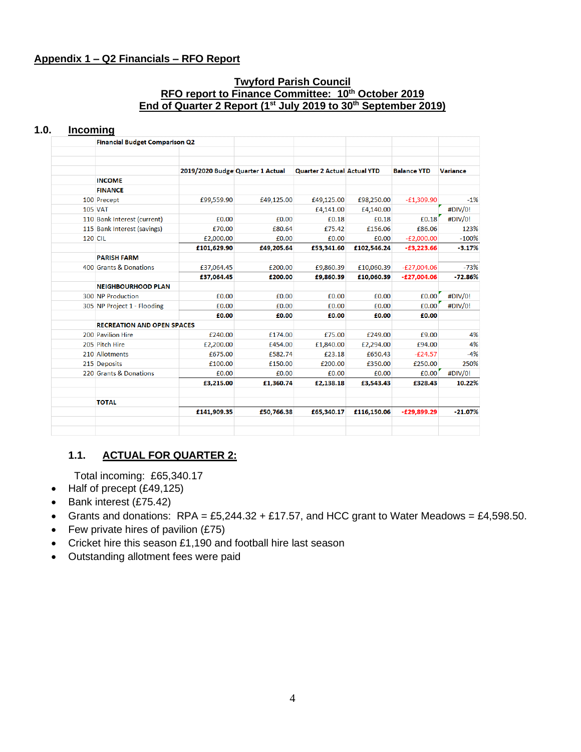## Appendix 1 – Q2 Financials – RFO Report

### Twyford Parish Council
### RFO report to Finance Committee: 10th October 2019
### End of Quarter 2 Report (1st July 2019 to 30th September 2019)

## 1.0. Incoming

| | Financial Budget Comparison Q2 | | | | | | |
|---|---|---|---|---|---|---|---|
| | | 2019/2020 Budge | Quarter 1 Actual | Quarter 2 Actual | Actual YTD | Balance YTD | Variance |
| | **INCOME** | | | | | | |
| | **FINANCE** | | | | | | |
| 100 | Precept | £99,559.90 | £49,125.00 | £49,125.00 | £98,250.00 | -£1,309.90 | -1% |
| 105 | VAT | | | £4,141.00 | £4,140.00 | | #DIV/0! |
| 110 | Bank Interest (current) | £0.00 | £0.00 | £0.18 | £0.18 | £0.18 | #DIV/0! |
| 115 | Bank Interest (savings) | £70.00 | £80.64 | £75.42 | £156.06 | £86.06 | 123% |
| 120 | CIL | £2,000.00 | £0.00 | £0.00 | £0.00 | -£2,000.00 | -100% |
| | | **£101,629.90** | **£49,205.64** | **£53,341.60** | **£102,546.24** | **-£3,223.66** | **-3.17%** |
| | **PARISH FARM** | | | | | | |
| 400 | Grants & Donations | £37,064.45 | £200.00 | £9,860.39 | £10,060.39 | -£27,004.06 | -73% |
| | | **£37,064.45** | **£200.00** | **£9,860.39** | **£10,060.39** | **-£27,004.06** | **-72.86%** |
| | **NEIGHBOURHOOD PLAN** | | | | | | |
| 300 | NP Production | £0.00 | £0.00 | £0.00 | £0.00 | £0.00 | #DIV/0! |
| 305 | NP Project 1 - Flooding | £0.00 | £0.00 | £0.00 | £0.00 | £0.00 | #DIV/0! |
| | | **£0.00** | **£0.00** | **£0.00** | **£0.00** | **£0.00** | |
| | **RECREATION AND OPEN SPACES** | | | | | | |
| 200 | Pavilion Hire | £240.00 | £174.00 | £75.00 | £249.00 | £9.00 | 4% |
| 205 | Pitch Hire | £2,200.00 | £454.00 | £1,840.00 | £2,294.00 | £94.00 | 4% |
| 210 | Allotments | £675.00 | £582.74 | £23.18 | £650.43 | -£24.57 | -4% |
| 215 | Deposits | £100.00 | £150.00 | £200.00 | £350.00 | £250.00 | 250% |
| 220 | Grants & Donations | £0.00 | £0.00 | £0.00 | £0.00 | £0.00 | #DIV/0! |
| | | **£3,215.00** | **£1,360.74** | **£2,138.18** | **£3,543.43** | **£328.43** | **10.22%** |
| | **TOTAL** | | | | | | |
| | | **£141,909.35** | **£50,766.38** | **£65,340.17** | **£116,150.06** | **-£29,899.29** | **-21.07%** |

### 1.1. ACTUAL FOR QUARTER 2:

Total incoming: £65,340.17

- Half of precept (£49,125)
- Bank interest (£75.42)
- Grants and donations: RPA = £5,244.32 + £17.57, and HCC grant to Water Meadows = £4,598.50.
- Few private hires of pavilion (£75)
- Cricket hire this season £1,190 and football hire last season
- Outstanding allotment fees were paid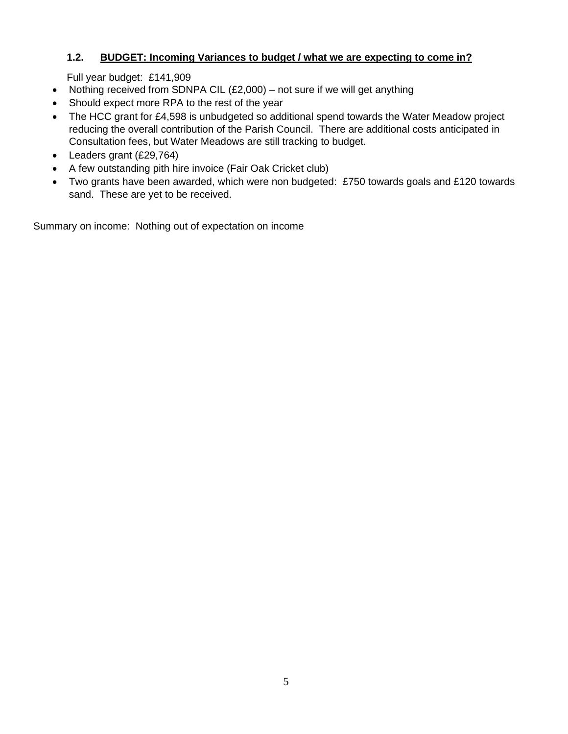### 1.2. **BUDGET: Incoming Variances to budget / what we are expecting to come in?**

Full year budget: £141,909

- Nothing received from SDNPA CIL (£2,000) – not sure if we will get anything
- Should expect more RPA to the rest of the year
- The HCC grant for £4,598 is unbudgeted so additional spend towards the Water Meadow project reducing the overall contribution of the Parish Council. There are additional costs anticipated in Consultation fees, but Water Meadows are still tracking to budget.
- Leaders grant (£29,764)
- A few outstanding pith hire invoice (Fair Oak Cricket club)
- Two grants have been awarded, which were non budgeted: £750 towards goals and £120 towards sand. These are yet to be received.

Summary on income: Nothing out of expectation on income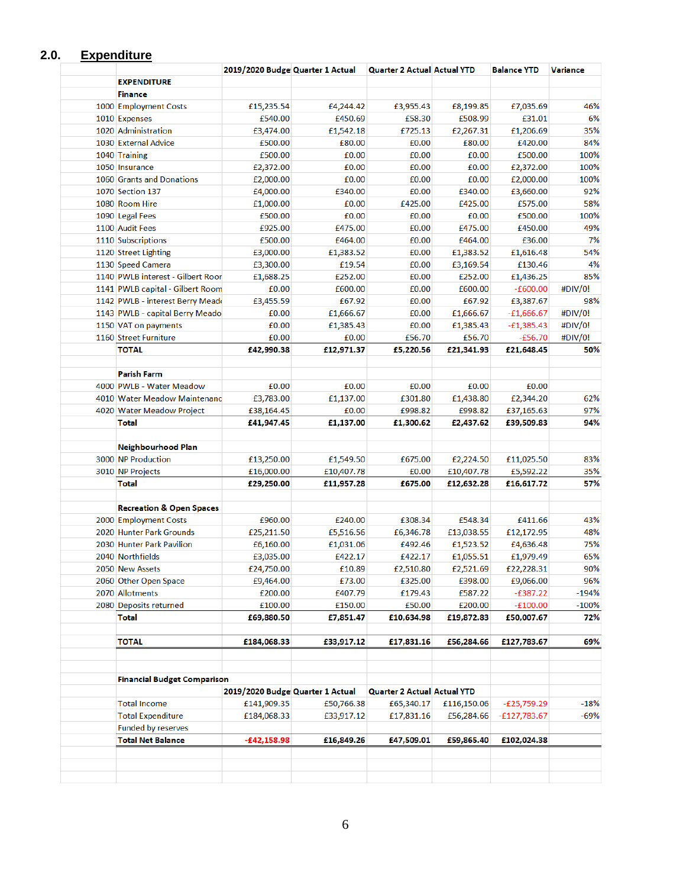## 2.0. Expenditure

| | | 2019/2020 Budge | Quarter 1 Actual | Quarter 2 Actual | Actual YTD | Balance YTD | Variance |
|---|---|---|---|---|---|---|---|
| | **EXPENDITURE** | | | | | | |
| | **Finance** | | | | | | |
| 1000 | Employment Costs | £15,235.54 | £4,244.42 | £3,955.43 | £8,199.85 | £7,035.69 | 46% |
| 1010 | Expenses | £540.00 | £450.69 | £58.30 | £508.99 | £31.01 | 6% |
| 1020 | Administration | £3,474.00 | £1,542.18 | £725.13 | £2,267.31 | £1,206.69 | 35% |
| 1030 | External Advice | £500.00 | £80.00 | £0.00 | £80.00 | £420.00 | 84% |
| 1040 | Training | £500.00 | £0.00 | £0.00 | £0.00 | £500.00 | 100% |
| 1050 | Insurance | £2,372.00 | £0.00 | £0.00 | £0.00 | £2,372.00 | 100% |
| 1060 | Grants and Donations | £2,000.00 | £0.00 | £0.00 | £0.00 | £2,000.00 | 100% |
| 1070 | Section 137 | £4,000.00 | £340.00 | £0.00 | £340.00 | £3,660.00 | 92% |
| 1080 | Room Hire | £1,000.00 | £0.00 | £425.00 | £425.00 | £575.00 | 58% |
| 1090 | Legal Fees | £500.00 | £0.00 | £0.00 | £0.00 | £500.00 | 100% |
| 1100 | Audit Fees | £925.00 | £475.00 | £0.00 | £475.00 | £450.00 | 49% |
| 1110 | Subscriptions | £500.00 | £464.00 | £0.00 | £464.00 | £36.00 | 7% |
| 1120 | Street Lighting | £3,000.00 | £1,383.52 | £0.00 | £1,383.52 | £1,616.48 | 54% |
| 1130 | Speed Camera | £3,300.00 | £19.54 | £0.00 | £3,169.54 | £130.46 | 4% |
| 1140 | PWLB interest - Gilbert Roor | £1,688.25 | £252.00 | £0.00 | £252.00 | £1,436.25 | 85% |
| 1141 | PWLB capital - Gilbert Room | £0.00 | £600.00 | £0.00 | £600.00 | -£600.00 | #DIV/0! |
| 1142 | PWLB - interest Berry Meadc | £3,455.59 | £67.92 | £0.00 | £67.92 | £3,387.67 | 98% |
| 1143 | PWLB - capital Berry Meado | £0.00 | £1,666.67 | £0.00 | £1,666.67 | -£1,666.67 | #DIV/0! |
| 1150 | VAT on payments | £0.00 | £1,385.43 | £0.00 | £1,385.43 | -£1,385.43 | #DIV/0! |
| 1160 | Street Furniture | £0.00 | £0.00 | £56.70 | £56.70 | -£56.70 | #DIV/0! |
| | **TOTAL** | **£42,990.38** | **£12,971.37** | **£5,220.56** | **£21,341.93** | **£21,648.45** | **50%** |
| | | | | | | | |
| | **Parish Farm** | | | | | | |
| 4000 | PWLB - Water Meadow | £0.00 | £0.00 | £0.00 | £0.00 | £0.00 | |
| 4010 | Water Meadow Maintenanc | £3,783.00 | £1,137.00 | £301.80 | £1,438.80 | £2,344.20 | 62% |
| 4020 | Water Meadow Project | £38,164.45 | £0.00 | £998.82 | £998.82 | £37,165.63 | 97% |
| | **Total** | **£41,947.45** | **£1,137.00** | **£1,300.62** | **£2,437.62** | **£39,509.83** | **94%** |
| | | | | | | | |
| | **Neighbourhood Plan** | | | | | | |
| 3000 | NP Production | £13,250.00 | £1,549.50 | £675.00 | £2,224.50 | £11,025.50 | 83% |
| 3010 | NP Projects | £16,000.00 | £10,407.78 | £0.00 | £10,407.78 | £5,592.22 | 35% |
| | **Total** | **£29,250.00** | **£11,957.28** | **£675.00** | **£12,632.28** | **£16,617.72** | **57%** |
| | | | | | | | |
| | **Recreation & Open Spaces** | | | | | | |
| 2000 | Employment Costs | £960.00 | £240.00 | £308.34 | £548.34 | £411.66 | 43% |
| 2020 | Hunter Park Grounds | £25,211.50 | £5,516.56 | £6,346.78 | £13,038.55 | £12,172.95 | 48% |
| 2030 | Hunter Park Pavilion | £6,160.00 | £1,031.06 | £492.46 | £1,523.52 | £4,636.48 | 75% |
| 2040 | Northfields | £3,035.00 | £422.17 | £422.17 | £1,055.51 | £1,979.49 | 65% |
| 2050 | New Assets | £24,750.00 | £10.89 | £2,510.80 | £2,521.69 | £22,228.31 | 90% |
| 2060 | Other Open Space | £9,464.00 | £73.00 | £325.00 | £398.00 | £9,066.00 | 96% |
| 2070 | Allotments | £200.00 | £407.79 | £179.43 | £587.22 | -£387.22 | -194% |
| 2080 | Deposits returned | £100.00 | £150.00 | £50.00 | £200.00 | -£100.00 | -100% |
| | **Total** | **£69,880.50** | **£7,851.47** | **£10,634.98** | **£19,872.83** | **£50,007.67** | **72%** |
| | | | | | | | |
| | **TOTAL** | **£184,068.33** | **£33,917.12** | **£17,831.16** | **£56,284.66** | **£127,783.67** | **69%** |

| | 2019/2020 Budge | Quarter 1 Actual | Quarter 2 Actual | Actual YTD | | |
|---|---|---|---|---|---|---|
| **Financial Budget Comparison** | | | | | | |
| Total Income | £141,909.35 | £50,766.38 | £65,340.17 | £116,150.06 | -£25,759.29 | -18% |
| Total Expenditure | £184,068.33 | £33,917.12 | £17,831.16 | £56,284.66 | -£127,783.67 | -69% |
| Funded by reserves | | | | | | |
| **Total Net Balance** | **-£42,158.98** | **£16,849.26** | **£47,509.01** | **£59,865.40** | **£102,024.38** | |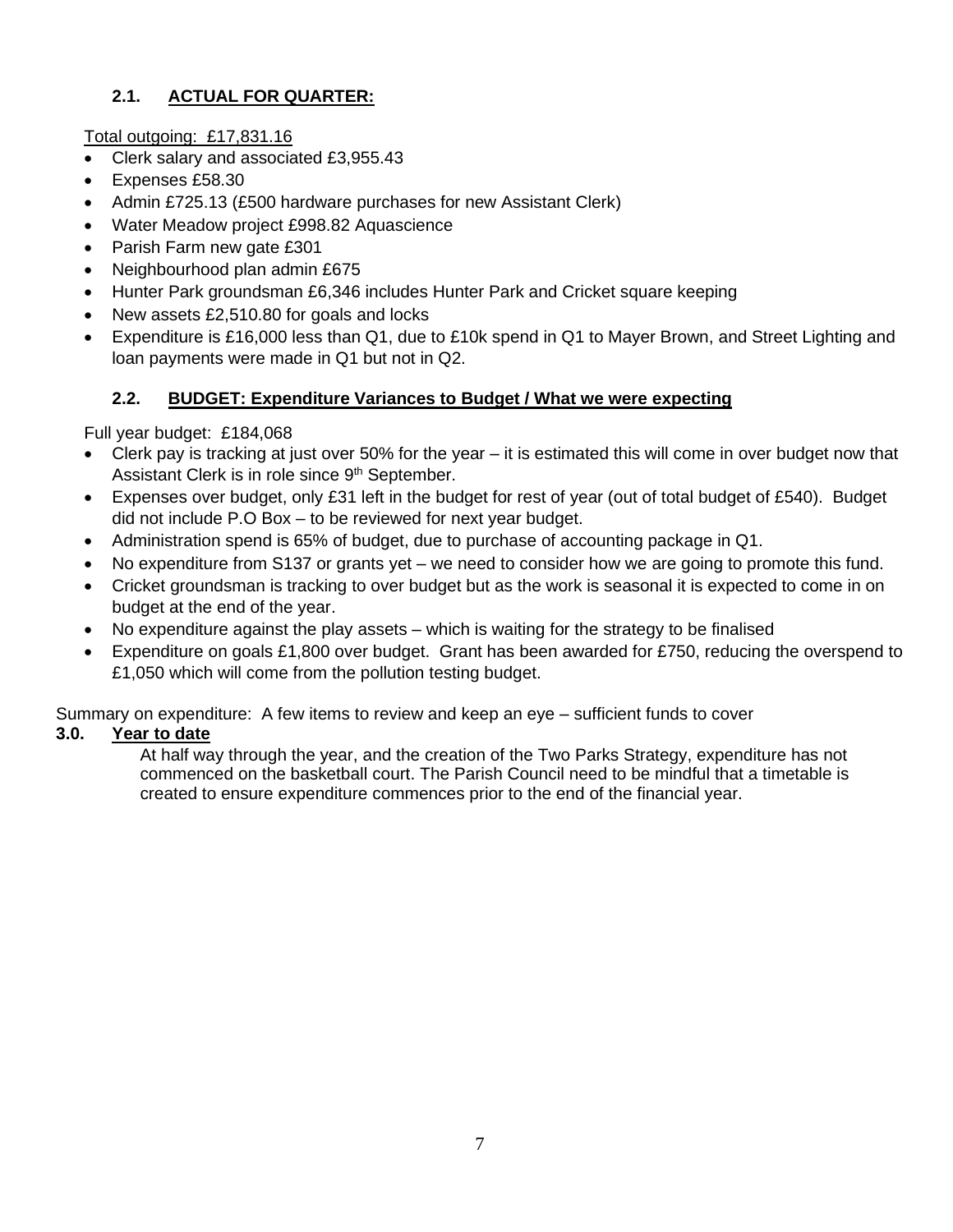### 2.1. ACTUAL FOR QUARTER:

Total outgoing: £17,831.16

- Clerk salary and associated £3,955.43
- Expenses £58.30
- Admin £725.13 (£500 hardware purchases for new Assistant Clerk)
- Water Meadow project £998.82 Aquascience
- Parish Farm new gate £301
- Neighbourhood plan admin £675
- Hunter Park groundsman £6,346 includes Hunter Park and Cricket square keeping
- New assets £2,510.80 for goals and locks
- Expenditure is £16,000 less than Q1, due to £10k spend in Q1 to Mayer Brown, and Street Lighting and loan payments were made in Q1 but not in Q2.

### 2.2. BUDGET: Expenditure Variances to Budget / What we were expecting

Full year budget: £184,068

- Clerk pay is tracking at just over 50% for the year – it is estimated this will come in over budget now that Assistant Clerk is in role since 9th September.
- Expenses over budget, only £31 left in the budget for rest of year (out of total budget of £540). Budget did not include P.O Box – to be reviewed for next year budget.
- Administration spend is 65% of budget, due to purchase of accounting package in Q1.
- No expenditure from S137 or grants yet – we need to consider how we are going to promote this fund.
- Cricket groundsman is tracking to over budget but as the work is seasonal it is expected to come in on budget at the end of the year.
- No expenditure against the play assets – which is waiting for the strategy to be finalised
- Expenditure on goals £1,800 over budget. Grant has been awarded for £750, reducing the overspend to £1,050 which will come from the pollution testing budget.

Summary on expenditure: A few items to review and keep an eye – sufficient funds to cover

## 3.0. Year to date

At half way through the year, and the creation of the Two Parks Strategy, expenditure has not commenced on the basketball court. The Parish Council need to be mindful that a timetable is created to ensure expenditure commences prior to the end of the financial year.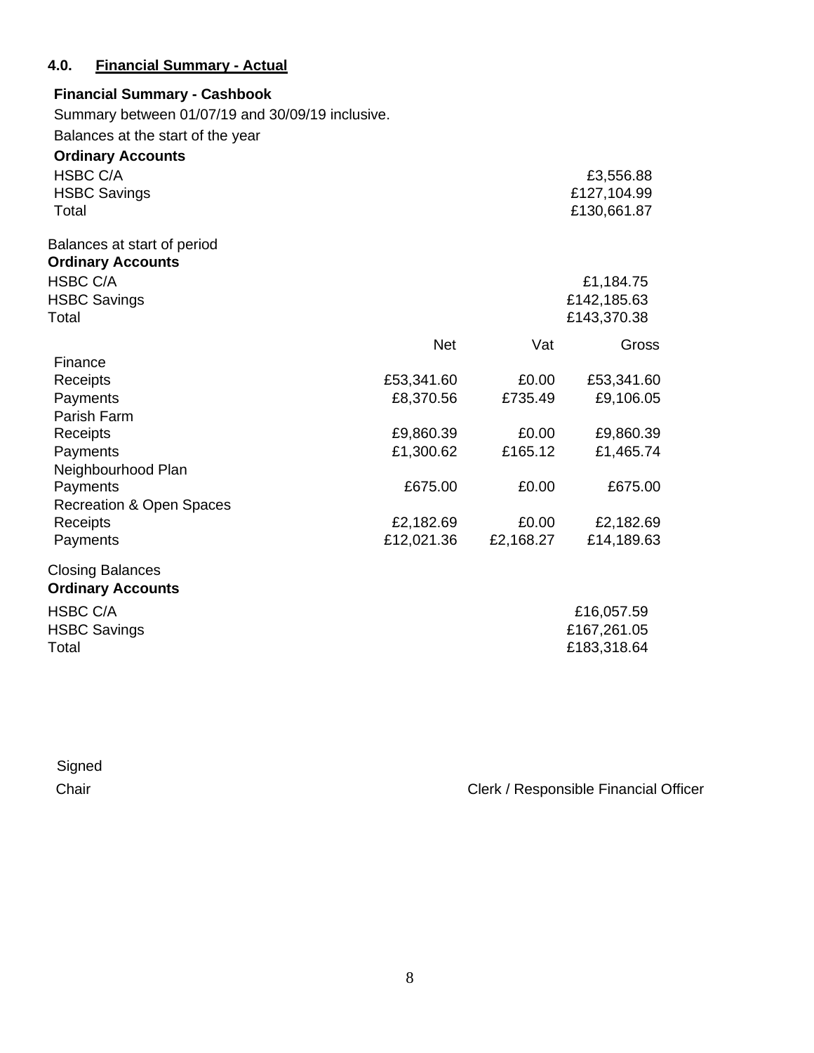## 4.0. Financial Summary - Actual

**Financial Summary - Cashbook**

Summary between 01/07/19 and 30/09/19 inclusive.

Balances at the start of the year

**Ordinary Accounts**

| | |
|---|---|
| HSBC C/A | £3,556.88 |
| HSBC Savings | £127,104.99 |
| Total | £130,661.87 |

Balances at start of period

**Ordinary Accounts**

| | |
|---|---|
| HSBC C/A | £1,184.75 |
| HSBC Savings | £142,185.63 |
| Total | £143,370.38 |

| | Net | Vat | Gross |
|---|---|---|---|
| Finance | | | |
| Receipts | £53,341.60 | £0.00 | £53,341.60 |
| Payments | £8,370.56 | £735.49 | £9,106.05 |
| Parish Farm | | | |
| Receipts | £9,860.39 | £0.00 | £9,860.39 |
| Payments | £1,300.62 | £165.12 | £1,465.74 |
| Neighbourhood Plan | | | |
| Payments | £675.00 | £0.00 | £675.00 |
| Recreation & Open Spaces | | | |
| Receipts | £2,182.69 | £0.00 | £2,182.69 |
| Payments | £12,021.36 | £2,168.27 | £14,189.63 |

Closing Balances

**Ordinary Accounts**

| | |
|---|---|
| HSBC C/A | £16,057.59 |
| HSBC Savings | £167,261.05 |
| Total | £183,318.64 |

Signed

Chair

Clerk / Responsible Financial Officer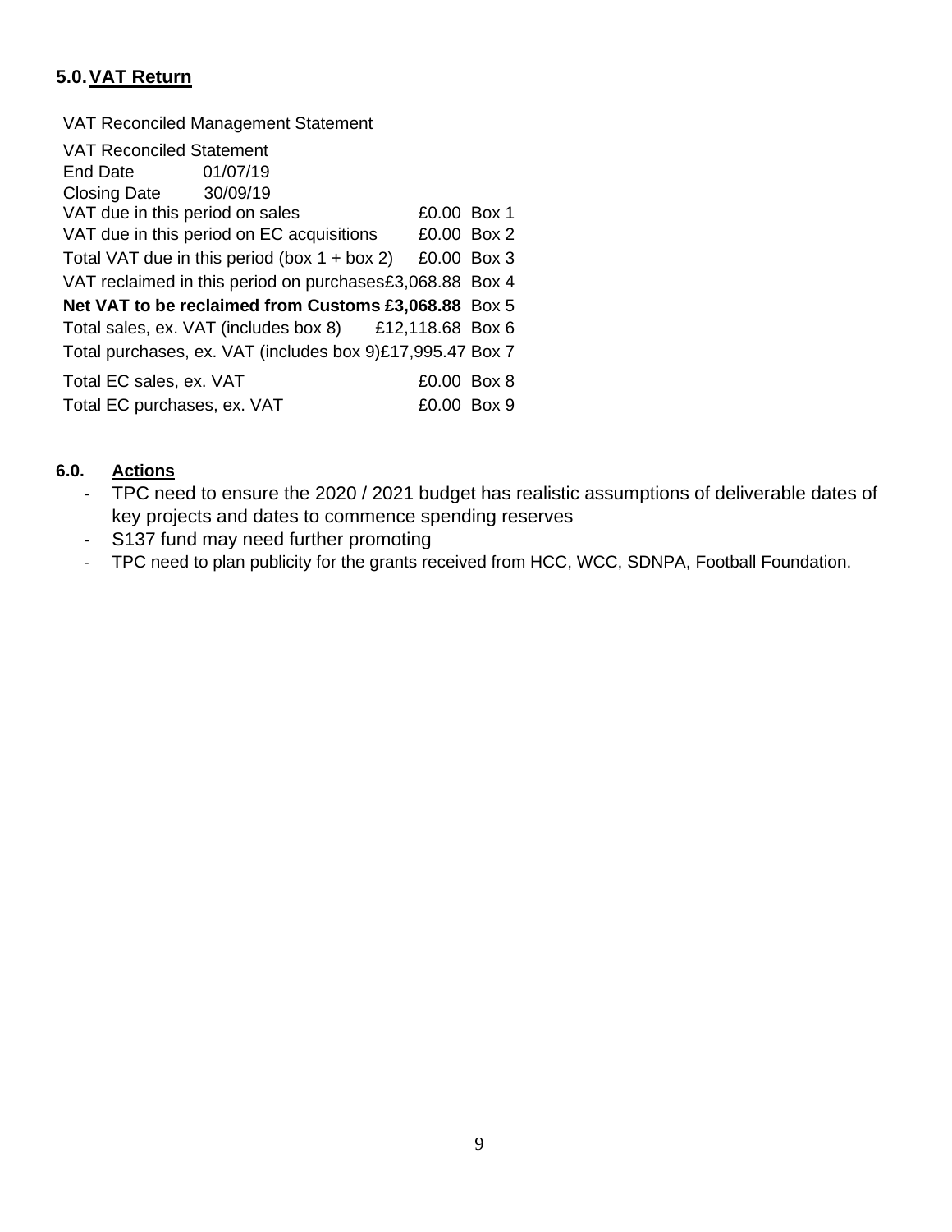## 5.0. VAT Return

VAT Reconciled Management Statement

VAT Reconciled Statement

End Date 01/07/19

Closing Date 30/09/19

| | | |
|---|---|---|
| VAT due in this period on sales | £0.00 | Box 1 |
| VAT due in this period on EC acquisitions | £0.00 | Box 2 |
| Total VAT due in this period (box 1 + box 2) | £0.00 | Box 3 |
| VAT reclaimed in this period on purchases | £3,068.88 | Box 4 |
| **Net VAT to be reclaimed from Customs** | **£3,068.88** | Box 5 |
| Total sales, ex. VAT (includes box 8) | £12,118.68 | Box 6 |
| Total purchases, ex. VAT (includes box 9) | £17,995.47 | Box 7 |
| Total EC sales, ex. VAT | £0.00 | Box 8 |
| Total EC purchases, ex. VAT | £0.00 | Box 9 |

## 6.0. Actions

- TPC need to ensure the 2020 / 2021 budget has realistic assumptions of deliverable dates of key projects and dates to commence spending reserves
- S137 fund may need further promoting
- TPC need to plan publicity for the grants received from HCC, WCC, SDNPA, Football Foundation.